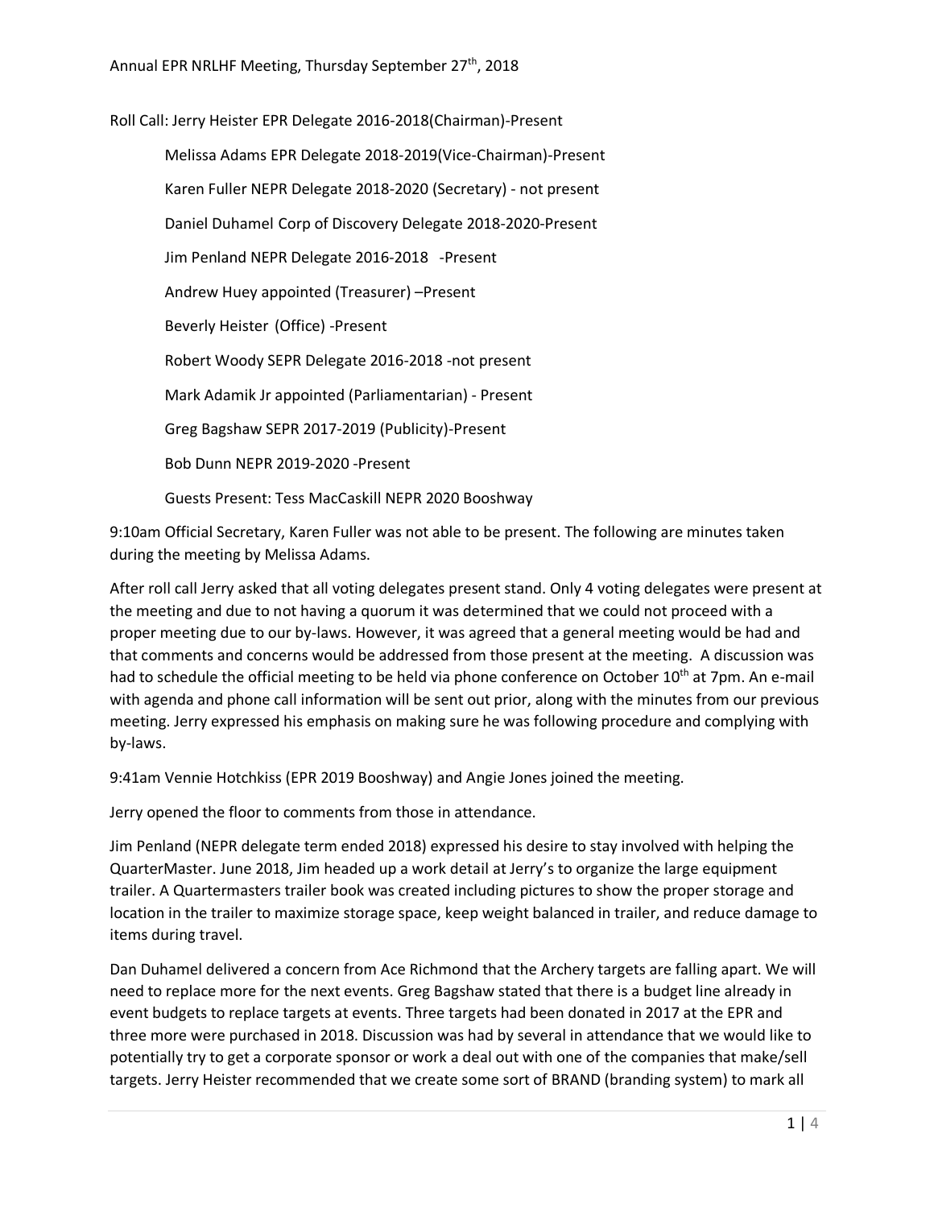# Annual EPR NRLHF Meeting, Thursday September 27th, 2018

Roll Call: Jerry Heister EPR Delegate 2016-2018(Chairman)-Present

Melissa Adams EPR Delegate 2018-2019(Vice-Chairman)-Present

Karen Fuller NEPR Delegate 2018-2020 (Secretary) - not present

Daniel Duhamel Corp of Discovery Delegate 2018-2020-Present

Jim Penland NEPR Delegate 2016-2018 -Present

Andrew Huey appointed (Treasurer) –Present

Beverly Heister (Office) -Present

Robert Woody SEPR Delegate 2016-2018 -not present

Mark Adamik Jr appointed (Parliamentarian) - Present

Greg Bagshaw SEPR 2017-2019 (Publicity)-Present

Bob Dunn NEPR 2019-2020 -Present

Guests Present: Tess MacCaskill NEPR 2020 Booshway

9:10am Official Secretary, Karen Fuller was not able to be present. The following are minutes taken during the meeting by Melissa Adams.

After roll call Jerry asked that all voting delegates present stand. Only 4 voting delegates were present at the meeting and due to not having a quorum it was determined that we could not proceed with a proper meeting due to our by-laws. However, it was agreed that a general meeting would be had and that comments and concerns would be addressed from those present at the meeting. A discussion was had to schedule the official meeting to be held via phone conference on October 10th at 7pm. An e-mail with agenda and phone call information will be sent out prior, along with the minutes from our previous meeting. Jerry expressed his emphasis on making sure he was following procedure and complying with by-laws.

9:41am Vennie Hotchkiss (EPR 2019 Booshway) and Angie Jones joined the meeting.

Jerry opened the floor to comments from those in attendance.

Jim Penland (NEPR delegate term ended 2018) expressed his desire to stay involved with helping the QuarterMaster. June 2018, Jim headed up a work detail at Jerry's to organize the large equipment trailer. A Quartermasters trailer book was created including pictures to show the proper storage and location in the trailer to maximize storage space, keep weight balanced in trailer, and reduce damage to items during travel.

Dan Duhamel delivered a concern from Ace Richmond that the Archery targets are falling apart. We will need to replace more for the next events. Greg Bagshaw stated that there is a budget line already in event budgets to replace targets at events. Three targets had been donated in 2017 at the EPR and three more were purchased in 2018. Discussion was had by several in attendance that we would like to potentially try to get a corporate sponsor or work a deal out with one of the companies that make/sell targets. Jerry Heister recommended that we create some sort of BRAND (branding system) to mark all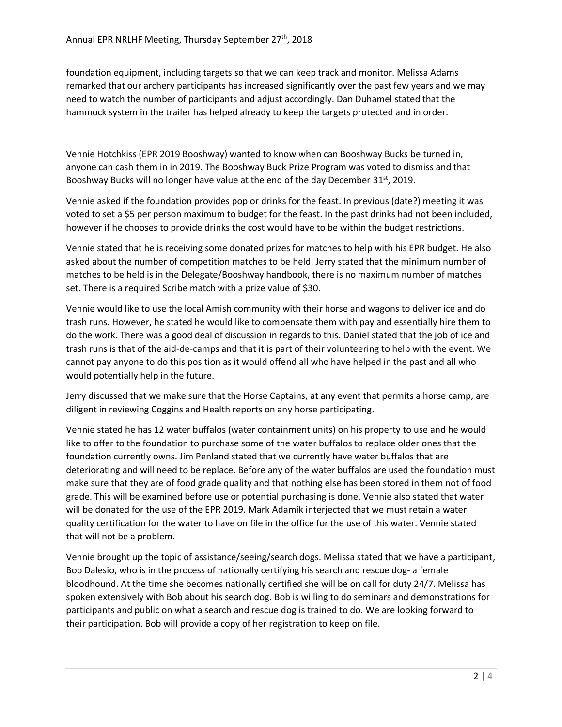foundation equipment, including targets so that we can keep track and monitor. Melissa Adams remarked that our archery participants has increased significantly over the past few years and we may need to watch the number of participants and adjust accordingly. Dan Duhamel stated that the hammock system in the trailer has helped already to keep the targets protected and in order.

Vennie Hotchkiss (EPR 2019 Booshway) wanted to know when can Booshway Bucks be turned in, anyone can cash them in in 2019. The Booshway Buck Prize Program was voted to dismiss and that Booshway Bucks will no longer have value at the end of the day December 31st, 2019.

Vennie asked if the foundation provides pop or drinks for the feast. In previous (date?) meeting it was voted to set a $5 per person maximum to budget for the feast. In the past drinks had not been included, however if he chooses to provide drinks the cost would have to be within the budget restrictions.

Vennie stated that he is receiving some donated prizes for matches to help with his EPR budget. He also asked about the number of competition matches to be held. Jerry stated that the minimum number of matches to be held is in the Delegate/Booshway handbook, there is no maximum number of matches set. There is a required Scribe match with a prize value of $30.

Vennie would like to use the local Amish community with their horse and wagons to deliver ice and do trash runs. However, he stated he would like to compensate them with pay and essentially hire them to do the work. There was a good deal of discussion in regards to this. Daniel stated that the job of ice and trash runs is that of the aid-de-camps and that it is part of their volunteering to help with the event. We cannot pay anyone to do this position as it would offend all who have helped in the past and all who would potentially help in the future.

Jerry discussed that we make sure that the Horse Captains, at any event that permits a horse camp, are diligent in reviewing Coggins and Health reports on any horse participating.

Vennie stated he has 12 water buffalos (water containment units) on his property to use and he would like to offer to the foundation to purchase some of the water buffalos to replace older ones that the foundation currently owns. Jim Penland stated that we currently have water buffalos that are deteriorating and will need to be replace. Before any of the water buffalos are used the foundation must make sure that they are of food grade quality and that nothing else has been stored in them not of food grade. This will be examined before use or potential purchasing is done. Vennie also stated that water will be donated for the use of the EPR 2019. Mark Adamik interjected that we must retain a water quality certification for the water to have on file in the office for the use of this water. Vennie stated that will not be a problem.

Vennie brought up the topic of assistance/seeing/search dogs. Melissa stated that we have a participant, Bob Dalesio, who is in the process of nationally certifying his search and rescue dog- a female bloodhound. At the time she becomes nationally certified she will be on call for duty 24/7. Melissa has spoken extensively with Bob about his search dog. Bob is willing to do seminars and demonstrations for participants and public on what a search and rescue dog is trained to do. We are looking forward to their participation. Bob will provide a copy of her registration to keep on file.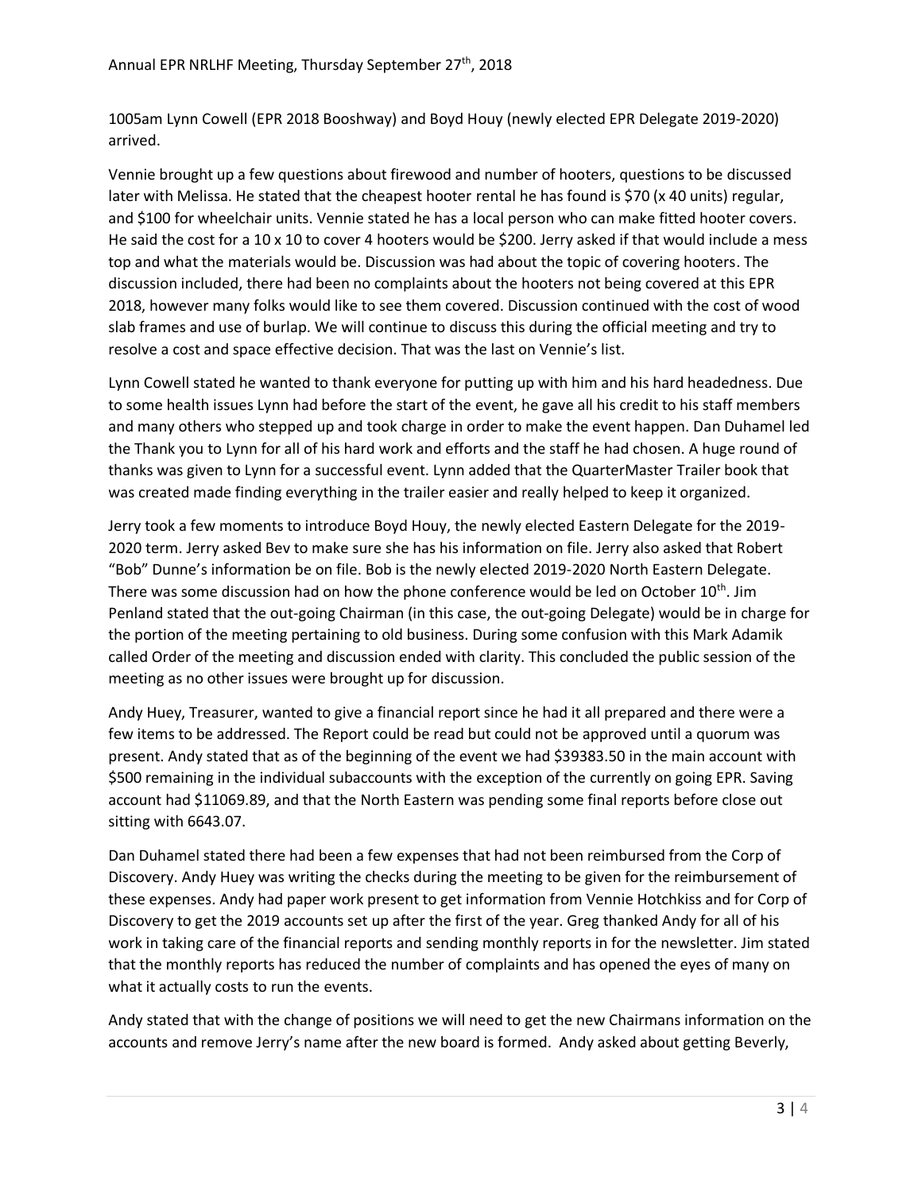1005am Lynn Cowell (EPR 2018 Booshway) and Boyd Houy (newly elected EPR Delegate 2019-2020) arrived.

Vennie brought up a few questions about firewood and number of hooters, questions to be discussed later with Melissa. He stated that the cheapest hooter rental he has found is $70 (x 40 units) regular, and $100 for wheelchair units. Vennie stated he has a local person who can make fitted hooter covers. He said the cost for a 10 x 10 to cover 4 hooters would be $200. Jerry asked if that would include a mess top and what the materials would be. Discussion was had about the topic of covering hooters. The discussion included, there had been no complaints about the hooters not being covered at this EPR 2018, however many folks would like to see them covered. Discussion continued with the cost of wood slab frames and use of burlap. We will continue to discuss this during the official meeting and try to resolve a cost and space effective decision. That was the last on Vennie's list.

Lynn Cowell stated he wanted to thank everyone for putting up with him and his hard headedness. Due to some health issues Lynn had before the start of the event, he gave all his credit to his staff members and many others who stepped up and took charge in order to make the event happen. Dan Duhamel led the Thank you to Lynn for all of his hard work and efforts and the staff he had chosen. A huge round of thanks was given to Lynn for a successful event. Lynn added that the QuarterMaster Trailer book that was created made finding everything in the trailer easier and really helped to keep it organized.

Jerry took a few moments to introduce Boyd Houy, the newly elected Eastern Delegate for the 2019-2020 term. Jerry asked Bev to make sure she has his information on file. Jerry also asked that Robert "Bob" Dunne's information be on file. Bob is the newly elected 2019-2020 North Eastern Delegate. There was some discussion had on how the phone conference would be led on October 10th. Jim Penland stated that the out-going Chairman (in this case, the out-going Delegate) would be in charge for the portion of the meeting pertaining to old business. During some confusion with this Mark Adamik called Order of the meeting and discussion ended with clarity. This concluded the public session of the meeting as no other issues were brought up for discussion.

Andy Huey, Treasurer, wanted to give a financial report since he had it all prepared and there were a few items to be addressed. The Report could be read but could not be approved until a quorum was present. Andy stated that as of the beginning of the event we had $39383.50 in the main account with $500 remaining in the individual subaccounts with the exception of the currently on going EPR. Saving account had $11069.89, and that the North Eastern was pending some final reports before close out sitting with 6643.07.

Dan Duhamel stated there had been a few expenses that had not been reimbursed from the Corp of Discovery. Andy Huey was writing the checks during the meeting to be given for the reimbursement of these expenses. Andy had paper work present to get information from Vennie Hotchkiss and for Corp of Discovery to get the 2019 accounts set up after the first of the year. Greg thanked Andy for all of his work in taking care of the financial reports and sending monthly reports in for the newsletter. Jim stated that the monthly reports has reduced the number of complaints and has opened the eyes of many on what it actually costs to run the events.

Andy stated that with the change of positions we will need to get the new Chairmans information on the accounts and remove Jerry's name after the new board is formed. Andy asked about getting Beverly,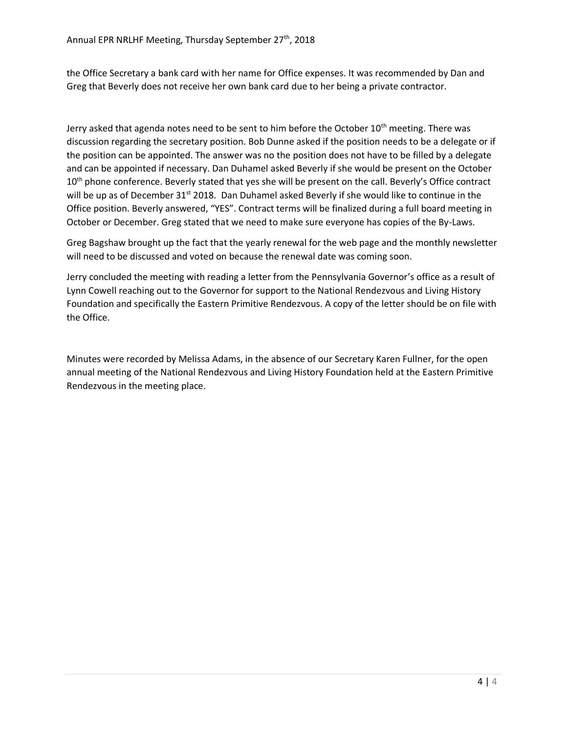the Office Secretary a bank card with her name for Office expenses. It was recommended by Dan and Greg that Beverly does not receive her own bank card due to her being a private contractor.

Jerry asked that agenda notes need to be sent to him before the October 10th meeting. There was discussion regarding the secretary position. Bob Dunne asked if the position needs to be a delegate or if the position can be appointed. The answer was no the position does not have to be filled by a delegate and can be appointed if necessary. Dan Duhamel asked Beverly if she would be present on the October 10th phone conference. Beverly stated that yes she will be present on the call. Beverly's Office contract will be up as of December 31st 2018. Dan Duhamel asked Beverly if she would like to continue in the Office position. Beverly answered, "YES". Contract terms will be finalized during a full board meeting in October or December. Greg stated that we need to make sure everyone has copies of the By-Laws.

Greg Bagshaw brought up the fact that the yearly renewal for the web page and the monthly newsletter will need to be discussed and voted on because the renewal date was coming soon.

Jerry concluded the meeting with reading a letter from the Pennsylvania Governor's office as a result of Lynn Cowell reaching out to the Governor for support to the National Rendezvous and Living History Foundation and specifically the Eastern Primitive Rendezvous. A copy of the letter should be on file with the Office.

Minutes were recorded by Melissa Adams, in the absence of our Secretary Karen Fullner, for the open annual meeting of the National Rendezvous and Living History Foundation held at the Eastern Primitive Rendezvous in the meeting place.